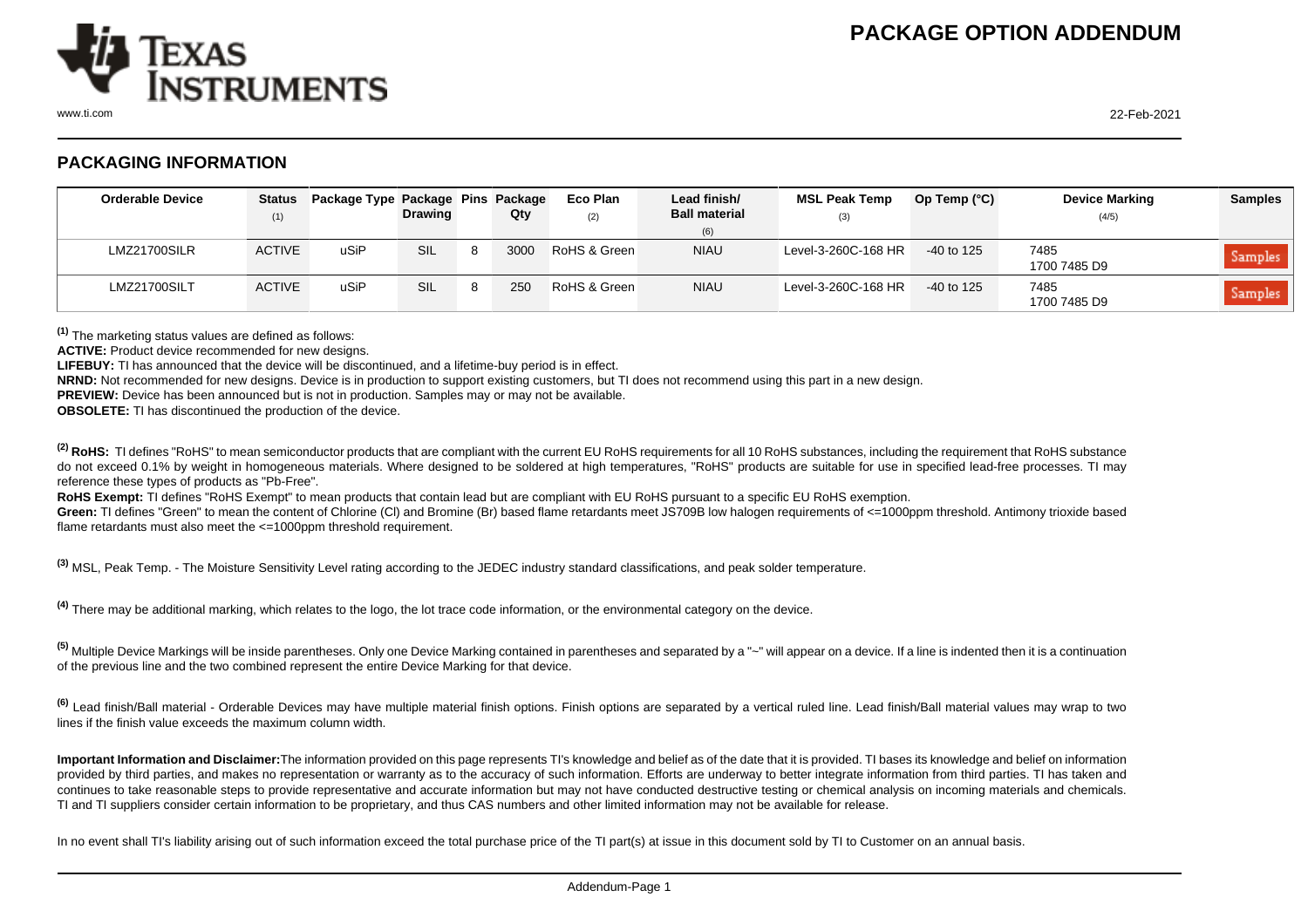# PACKAGE OPTION ADDENDUM

## PACKAGING INFORMATION

| Orderable Device | Status (1) | Package Type | Package Drawing | Pins | Package Qty | Eco Plan (2) | Lead finish/ Ball material (6) | MSL Peak Temp (3) | Op Temp (°C) | Device Marking (4/5) | Samples |
|---|---|---|---|---|---|---|---|---|---|---|---|
| LMZ21700SILR | ACTIVE | uSiP | SIL | 8 | 3000 | RoHS & Green | NIAU | Level-3-260C-168 HR | -40 to 125 | 7485 1700 7485 D9 | Samples |
| LMZ21700SILT | ACTIVE | uSiP | SIL | 8 | 250 | RoHS & Green | NIAU | Level-3-260C-168 HR | -40 to 125 | 7485 1700 7485 D9 | Samples |

(1) The marketing status values are defined as follows:
**ACTIVE:** Product device recommended for new designs.
**LIFEBUY:** TI has announced that the device will be discontinued, and a lifetime-buy period is in effect.
**NRND:** Not recommended for new designs. Device is in production to support existing customers, but TI does not recommend using this part in a new design.
**PREVIEW:** Device has been announced but is not in production. Samples may or may not be available.
**OBSOLETE:** TI has discontinued the production of the device.

(2) **RoHS:** TI defines "RoHS" to mean semiconductor products that are compliant with the current EU RoHS requirements for all 10 RoHS substances, including the requirement that RoHS substance do not exceed 0.1% by weight in homogeneous materials. Where designed to be soldered at high temperatures, "RoHS" products are suitable for use in specified lead-free processes. TI may reference these types of products as "Pb-Free".
**RoHS Exempt:** TI defines "RoHS Exempt" to mean products that contain lead but are compliant with EU RoHS pursuant to a specific EU RoHS exemption.
**Green:** TI defines "Green" to mean the content of Chlorine (Cl) and Bromine (Br) based flame retardants meet JS709B low halogen requirements of <=1000ppm threshold. Antimony trioxide based flame retardants must also meet the <=1000ppm threshold requirement.

(3) MSL, Peak Temp. - The Moisture Sensitivity Level rating according to the JEDEC industry standard classifications, and peak solder temperature.

(4) There may be additional marking, which relates to the logo, the lot trace code information, or the environmental category on the device.

(5) Multiple Device Markings will be inside parentheses. Only one Device Marking contained in parentheses and separated by a "~" will appear on a device. If a line is indented then it is a continuation of the previous line and the two combined represent the entire Device Marking for that device.

(6) Lead finish/Ball material - Orderable Devices may have multiple material finish options. Finish options are separated by a vertical ruled line. Lead finish/Ball material values may wrap to two lines if the finish value exceeds the maximum column width.

**Important Information and Disclaimer:** The information provided on this page represents TI's knowledge and belief as of the date that it is provided. TI bases its knowledge and belief on information provided by third parties, and makes no representation or warranty as to the accuracy of such information. Efforts are underway to better integrate information from third parties. TI has taken and continues to take reasonable steps to provide representative and accurate information but may not have conducted destructive testing or chemical analysis on incoming materials and chemicals. TI and TI suppliers consider certain information to be proprietary, and thus CAS numbers and other limited information may not be available for release.

In no event shall TI's liability arising out of such information exceed the total purchase price of the TI part(s) at issue in this document sold by TI to Customer on an annual basis.